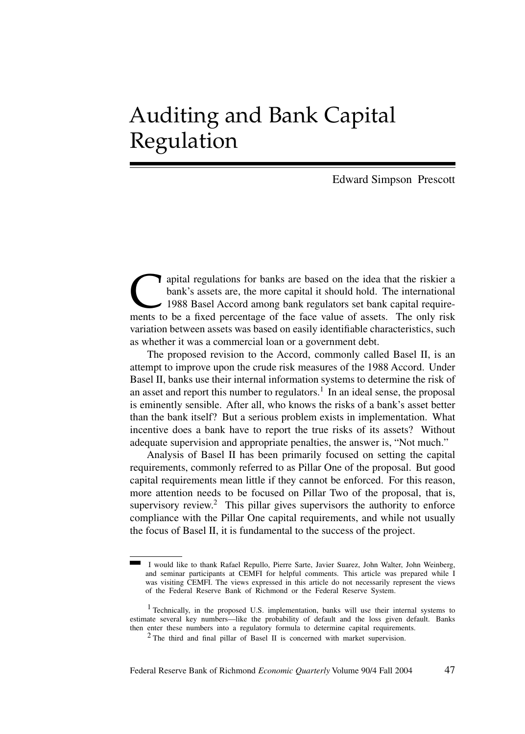# Auditing and Bank Capital Regulation

Edward Simpson Prescott

Capital regulations for banks are based on the idea that the riskier a bank's assets are, the more capital it should hold. The international 1988 Basel Accord among bank regulators set bank capital requirements to be a fixed percentage of the face value of assets. The only risk variation between assets was based on easily identifiable characteristics, such as whether it was a commercial loan or a government debt.

The proposed revision to the Accord, commonly called Basel II, is an attempt to improve upon the crude risk measures of the 1988 Accord. Under Basel II, banks use their internal information systems to determine the risk of an asset and report this number to regulators.[1] In an ideal sense, the proposal is eminently sensible. After all, who knows the risks of a bank's asset better than the bank itself? But a serious problem exists in implementation. What incentive does a bank have to report the true risks of its assets? Without adequate supervision and appropriate penalties, the answer is, "Not much."

Analysis of Basel II has been primarily focused on setting the capital requirements, commonly referred to as Pillar One of the proposal. But good capital requirements mean little if they cannot be enforced. For this reason, more attention needs to be focused on Pillar Two of the proposal, that is, supervisory review.[2] This pillar gives supervisors the authority to enforce compliance with the Pillar One capital requirements, and while not usually the focus of Basel II, it is fundamental to the success of the project.

---

I would like to thank Rafael Repullo, Pierre Sarte, Javier Suarez, John Walter, John Weinberg, and seminar participants at CEMFI for helpful comments. This article was prepared while I was visiting CEMFI. The views expressed in this article do not necessarily represent the views of the Federal Reserve Bank of Richmond or the Federal Reserve System.

[1] Technically, in the proposed U.S. implementation, banks will use their internal systems to estimate several key numbers—like the probability of default and the loss given default. Banks then enter these numbers into a regulatory formula to determine capital requirements.

[2] The third and final pillar of Basel II is concerned with market supervision.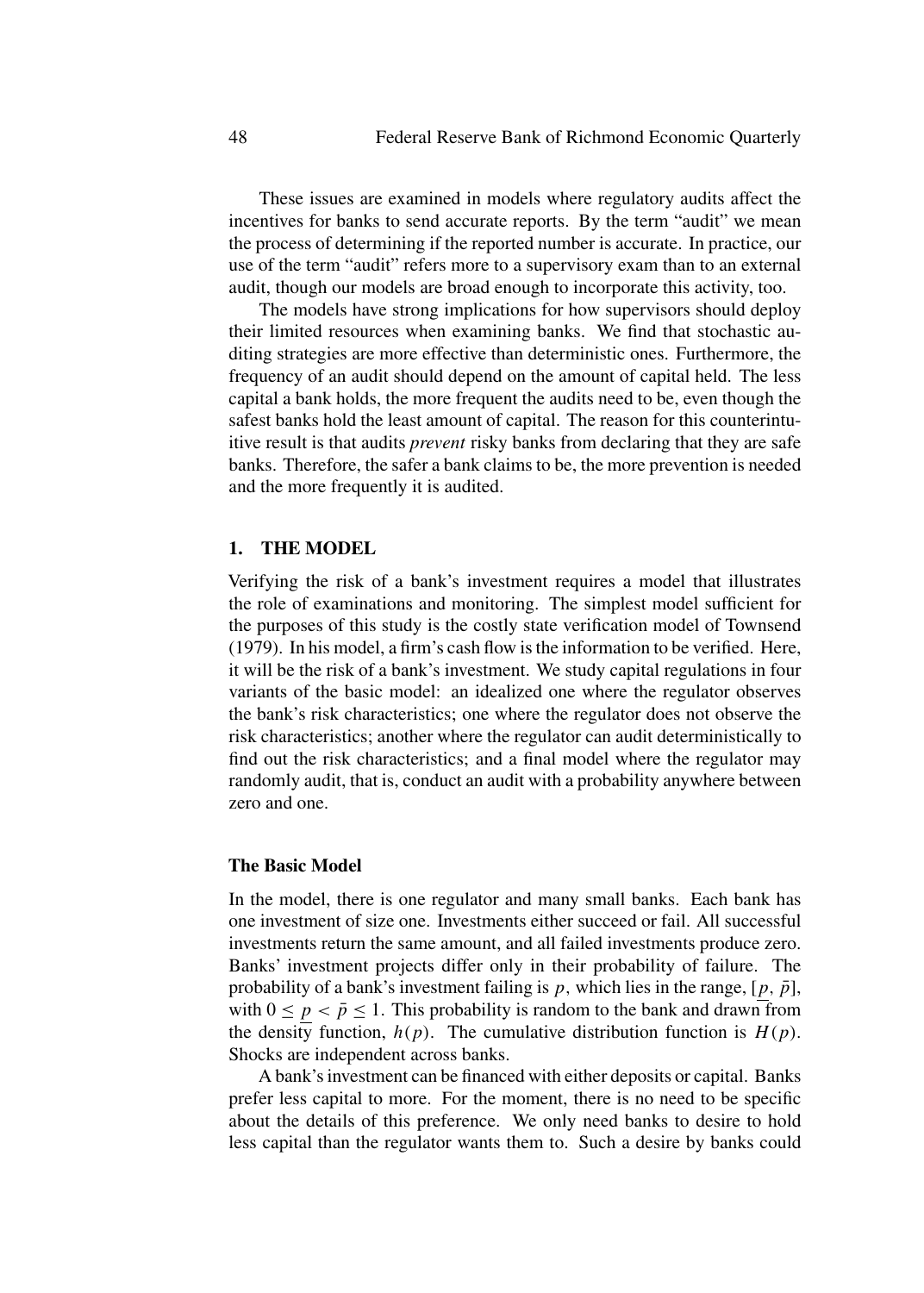These issues are examined in models where regulatory audits affect the incentives for banks to send accurate reports. By the term "audit" we mean the process of determining if the reported number is accurate. In practice, our use of the term "audit" refers more to a supervisory exam than to an external audit, though our models are broad enough to incorporate this activity, too.

The models have strong implications for how supervisors should deploy their limited resources when examining banks. We find that stochastic auditing strategies are more effective than deterministic ones. Furthermore, the frequency of an audit should depend on the amount of capital held. The less capital a bank holds, the more frequent the audits need to be, even though the safest banks hold the least amount of capital. The reason for this counterintuitive result is that audits *prevent* risky banks from declaring that they are safe banks. Therefore, the safer a bank claims to be, the more prevention is needed and the more frequently it is audited.

## 1. THE MODEL

Verifying the risk of a bank's investment requires a model that illustrates the role of examinations and monitoring. The simplest model sufficient for the purposes of this study is the costly state verification model of Townsend (1979). In his model, a firm's cash flow is the information to be verified. Here, it will be the risk of a bank's investment. We study capital regulations in four variants of the basic model: an idealized one where the regulator observes the bank's risk characteristics; one where the regulator does not observe the risk characteristics; another where the regulator can audit deterministically to find out the risk characteristics; and a final model where the regulator may randomly audit, that is, conduct an audit with a probability anywhere between zero and one.

### The Basic Model

In the model, there is one regulator and many small banks. Each bank has one investment of size one. Investments either succeed or fail. All successful investments return the same amount, and all failed investments produce zero. Banks' investment projects differ only in their probability of failure. The probability of a bank's investment failing is $p$, which lies in the range, $[\underline{p}, \bar{p}]$, with $0 \leq \underline{p} < \bar{p} \leq 1$. This probability is random to the bank and drawn from the density function, $h(p)$. The cumulative distribution function is $H(p)$. Shocks are independent across banks.

A bank's investment can be financed with either deposits or capital. Banks prefer less capital to more. For the moment, there is no need to be specific about the details of this preference. We only need banks to desire to hold less capital than the regulator wants them to. Such a desire by banks could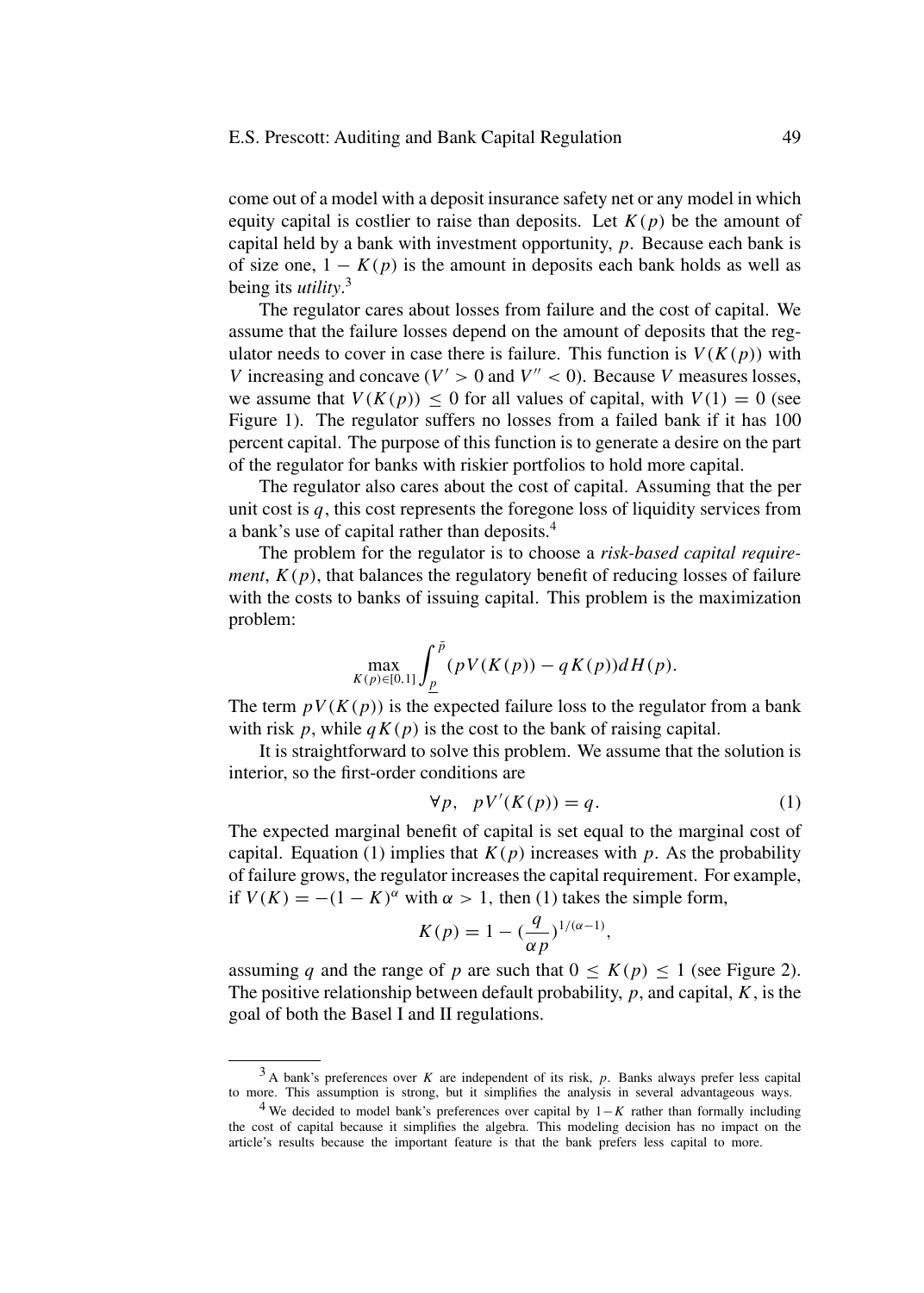come out of a model with a deposit insurance safety net or any model in which equity capital is costlier to raise than deposits. Let $K(p)$ be the amount of capital held by a bank with investment opportunity, $p$. Because each bank is of size one, $1 - K(p)$ is the amount in deposits each bank holds as well as being its *utility*.[3]

The regulator cares about losses from failure and the cost of capital. We assume that the failure losses depend on the amount of deposits that the regulator needs to cover in case there is failure. This function is $V(K(p))$ with $V$ increasing and concave ($V' > 0$ and $V'' < 0$). Because $V$ measures losses, we assume that $V(K(p)) \leq 0$ for all values of capital, with $V(1) = 0$ (see Figure 1). The regulator suffers no losses from a failed bank if it has 100 percent capital. The purpose of this function is to generate a desire on the part of the regulator for banks with riskier portfolios to hold more capital.

The regulator also cares about the cost of capital. Assuming that the per unit cost is $q$, this cost represents the foregone loss of liquidity services from a bank's use of capital rather than deposits.[4]

The problem for the regulator is to choose a *risk-based capital requirement*, $K(p)$, that balances the regulatory benefit of reducing losses of failure with the costs to banks of issuing capital. This problem is the maximization problem:

$$\max_{K(p)\in[0,1]} \int_{\underline{p}}^{\bar{p}} (pV(K(p)) - qK(p))dH(p).$$

The term $pV(K(p))$ is the expected failure loss to the regulator from a bank with risk $p$, while $qK(p)$ is the cost to the bank of raising capital.

It is straightforward to solve this problem. We assume that the solution is interior, so the first-order conditions are

$$\forall p, \quad pV'(K(p)) = q. \tag{1}$$

The expected marginal benefit of capital is set equal to the marginal cost of capital. Equation (1) implies that $K(p)$ increases with $p$. As the probability of failure grows, the regulator increases the capital requirement. For example, if $V(K) = -(1 - K)^{\alpha}$ with $\alpha > 1$, then (1) takes the simple form,

$$K(p) = 1 - (\frac{q}{\alpha p})^{1/(\alpha-1)},$$

assuming $q$ and the range of $p$ are such that $0 \leq K(p) \leq 1$ (see Figure 2). The positive relationship between default probability, $p$, and capital, $K$, is the goal of both the Basel I and II regulations.

---

[3] A bank's preferences over $K$ are independent of its risk, $p$. Banks always prefer less capital to more. This assumption is strong, but it simplifies the analysis in several advantageous ways.

[4] We decided to model bank's preferences over capital by $1-K$ rather than formally including the cost of capital because it simplifies the algebra. This modeling decision has no impact on the article's results because the important feature is that the bank prefers less capital to more.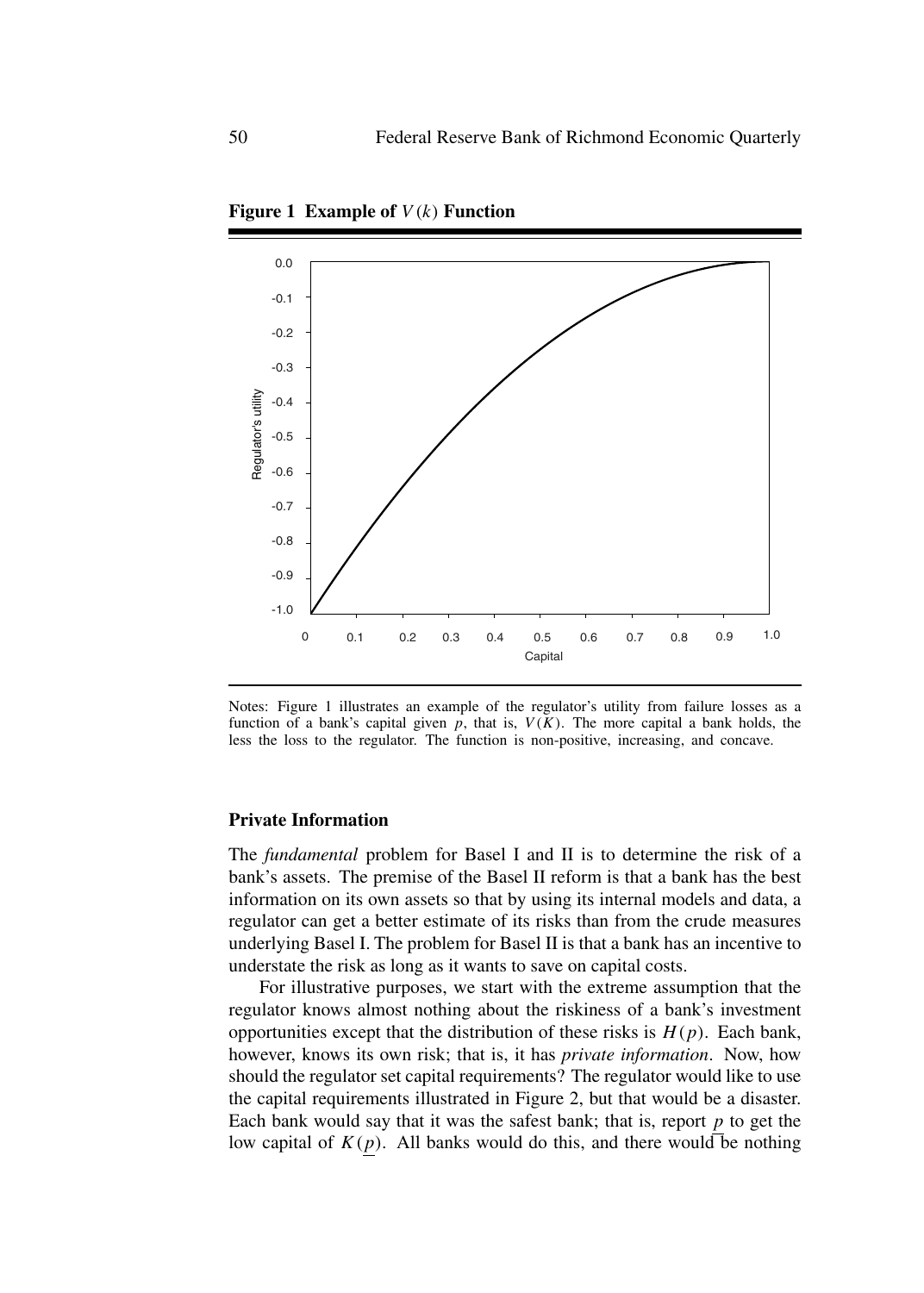**Figure 1 Example of $V(k)$ Function**

Notes: Figure 1 illustrates an example of the regulator's utility from failure losses as a function of a bank's capital given $p$, that is, $V(K)$. The more capital a bank holds, the less the loss to the regulator. The function is non-positive, increasing, and concave.

### Private Information

The *fundamental* problem for Basel I and II is to determine the risk of a bank's assets. The premise of the Basel II reform is that a bank has the best information on its own assets so that by using its internal models and data, a regulator can get a better estimate of its risks than from the crude measures underlying Basel I. The problem for Basel II is that a bank has an incentive to understate the risk as long as it wants to save on capital costs.

For illustrative purposes, we start with the extreme assumption that the regulator knows almost nothing about the riskiness of a bank's investment opportunities except that the distribution of these risks is $H(p)$. Each bank, however, knows its own risk; that is, it has *private information*. Now, how should the regulator set capital requirements? The regulator would like to use the capital requirements illustrated in Figure 2, but that would be a disaster. Each bank would say that it was the safest bank; that is, report $\underline{p}$ to get the low capital of $K(\underline{p})$. All banks would do this, and there would be nothing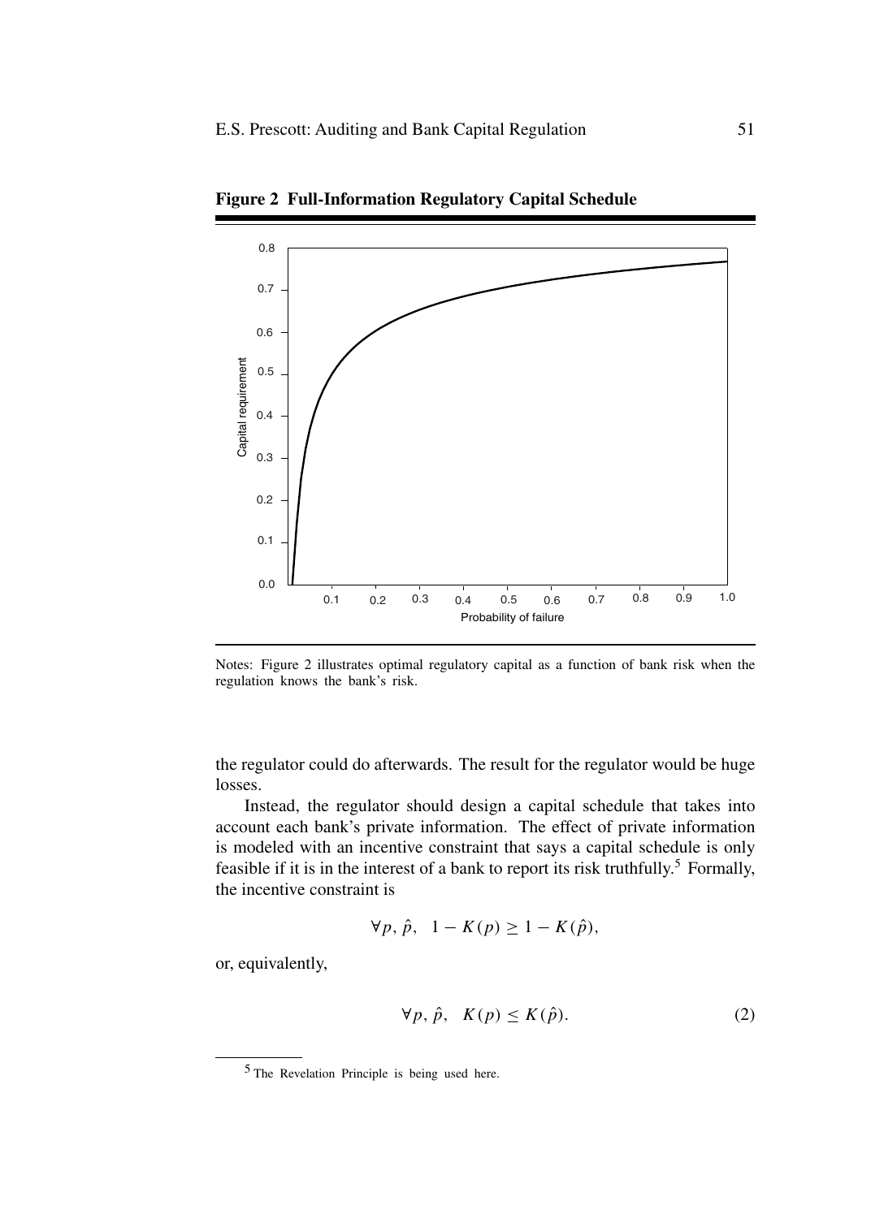**Figure 2 Full-Information Regulatory Capital Schedule**

Notes: Figure 2 illustrates optimal regulatory capital as a function of bank risk when the regulation knows the bank's risk.

the regulator could do afterwards. The result for the regulator would be huge losses.

Instead, the regulator should design a capital schedule that takes into account each bank's private information. The effect of private information is modeled with an incentive constraint that says a capital schedule is only feasible if it is in the interest of a bank to report its risk truthfully.[5] Formally, the incentive constraint is

$$\forall p, \hat{p}, \quad 1 - K(p) \geq 1 - K(\hat{p}),$$

or, equivalently,

$$\forall p, \hat{p}, \quad K(p) \leq K(\hat{p}). \tag{2}$$

[5] The Revelation Principle is being used here.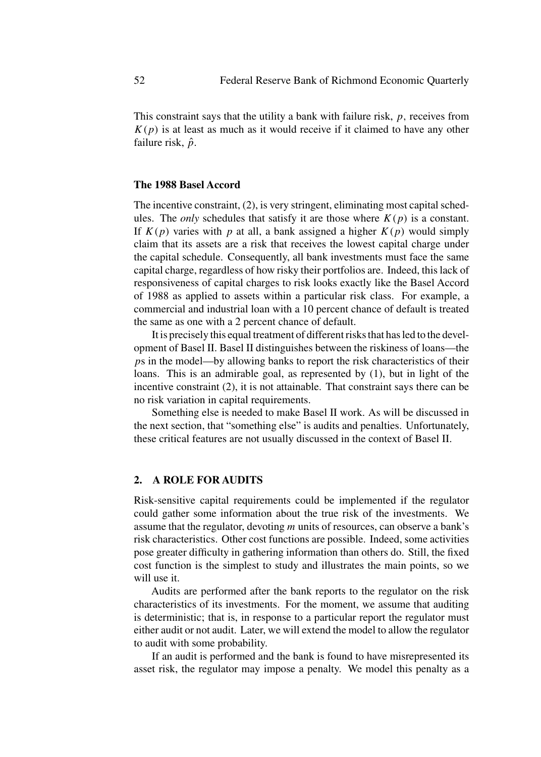This constraint says that the utility a bank with failure risk, $p$, receives from $K(p)$ is at least as much as it would receive if it claimed to have any other failure risk, $\hat{p}$.

### The 1988 Basel Accord

The incentive constraint, (2), is very stringent, eliminating most capital schedules. The *only* schedules that satisfy it are those where $K(p)$ is a constant. If $K(p)$ varies with $p$ at all, a bank assigned a higher $K(p)$ would simply claim that its assets are a risk that receives the lowest capital charge under the capital schedule. Consequently, all bank investments must face the same capital charge, regardless of how risky their portfolios are. Indeed, this lack of responsiveness of capital charges to risk looks exactly like the Basel Accord of 1988 as applied to assets within a particular risk class. For example, a commercial and industrial loan with a 10 percent chance of default is treated the same as one with a 2 percent chance of default.

It is precisely this equal treatment of different risks that has led to the development of Basel II. Basel II distinguishes between the riskiness of loans—the $p$s in the model—by allowing banks to report the risk characteristics of their loans. This is an admirable goal, as represented by (1), but in light of the incentive constraint (2), it is not attainable. That constraint says there can be no risk variation in capital requirements.

Something else is needed to make Basel II work. As will be discussed in the next section, that "something else" is audits and penalties. Unfortunately, these critical features are not usually discussed in the context of Basel II.

## 2. A ROLE FOR AUDITS

Risk-sensitive capital requirements could be implemented if the regulator could gather some information about the true risk of the investments. We assume that the regulator, devoting $m$ units of resources, can observe a bank's risk characteristics. Other cost functions are possible. Indeed, some activities pose greater difficulty in gathering information than others do. Still, the fixed cost function is the simplest to study and illustrates the main points, so we will use it.

Audits are performed after the bank reports to the regulator on the risk characteristics of its investments. For the moment, we assume that auditing is deterministic; that is, in response to a particular report the regulator must either audit or not audit. Later, we will extend the model to allow the regulator to audit with some probability.

If an audit is performed and the bank is found to have misrepresented its asset risk, the regulator may impose a penalty. We model this penalty as a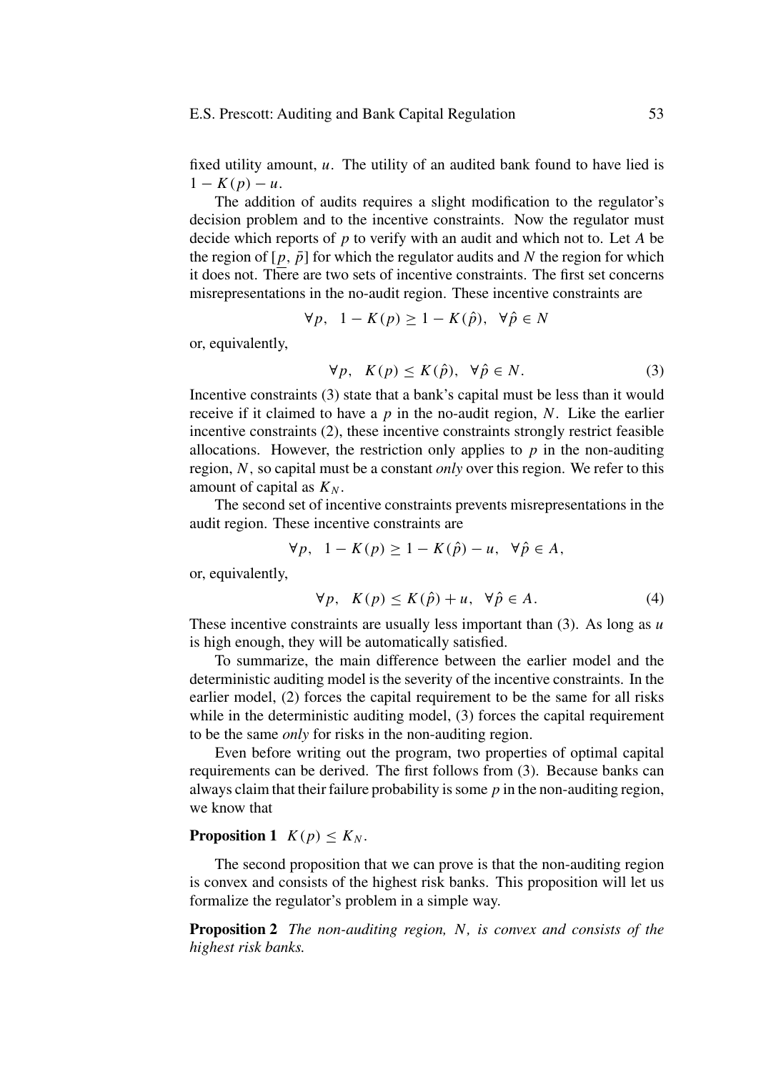fixed utility amount, $u$. The utility of an audited bank found to have lied is $1 - K(p) - u$.

The addition of audits requires a slight modification to the regulator's decision problem and to the incentive constraints. Now the regulator must decide which reports of $p$ to verify with an audit and which not to. Let $A$ be the region of $[\underline{p}, \bar{p}]$ for which the regulator audits and $N$ the region for which it does not. There are two sets of incentive constraints. The first set concerns misrepresentations in the no-audit region. These incentive constraints are

$$\forall p, \quad 1 - K(p) \geq 1 - K(\hat{p}), \quad \forall \hat{p} \in N$$

or, equivalently,

$$\forall p, \quad K(p) \leq K(\hat{p}), \quad \forall \hat{p} \in N. \tag{3}$$

Incentive constraints (3) state that a bank's capital must be less than it would receive if it claimed to have a $p$ in the no-audit region, $N$. Like the earlier incentive constraints (2), these incentive constraints strongly restrict feasible allocations. However, the restriction only applies to $p$ in the non-auditing region, $N$, so capital must be a constant *only* over this region. We refer to this amount of capital as $K_N$.

The second set of incentive constraints prevents misrepresentations in the audit region. These incentive constraints are

$$\forall p, \quad 1 - K(p) \geq 1 - K(\hat{p}) - u, \quad \forall \hat{p} \in A,$$

or, equivalently,

$$\forall p, \quad K(p) \leq K(\hat{p}) + u, \quad \forall \hat{p} \in A. \tag{4}$$

These incentive constraints are usually less important than (3). As long as $u$ is high enough, they will be automatically satisfied.

To summarize, the main difference between the earlier model and the deterministic auditing model is the severity of the incentive constraints. In the earlier model, (2) forces the capital requirement to be the same for all risks while in the deterministic auditing model, (3) forces the capital requirement to be the same *only* for risks in the non-auditing region.

Even before writing out the program, two properties of optimal capital requirements can be derived. The first follows from (3). Because banks can always claim that their failure probability is some $p$ in the non-auditing region, we know that

**Proposition 1** $K(p) \leq K_N$.

The second proposition that we can prove is that the non-auditing region is convex and consists of the highest risk banks. This proposition will let us formalize the regulator's problem in a simple way.

**Proposition 2** *The non-auditing region, $N$, is convex and consists of the highest risk banks.*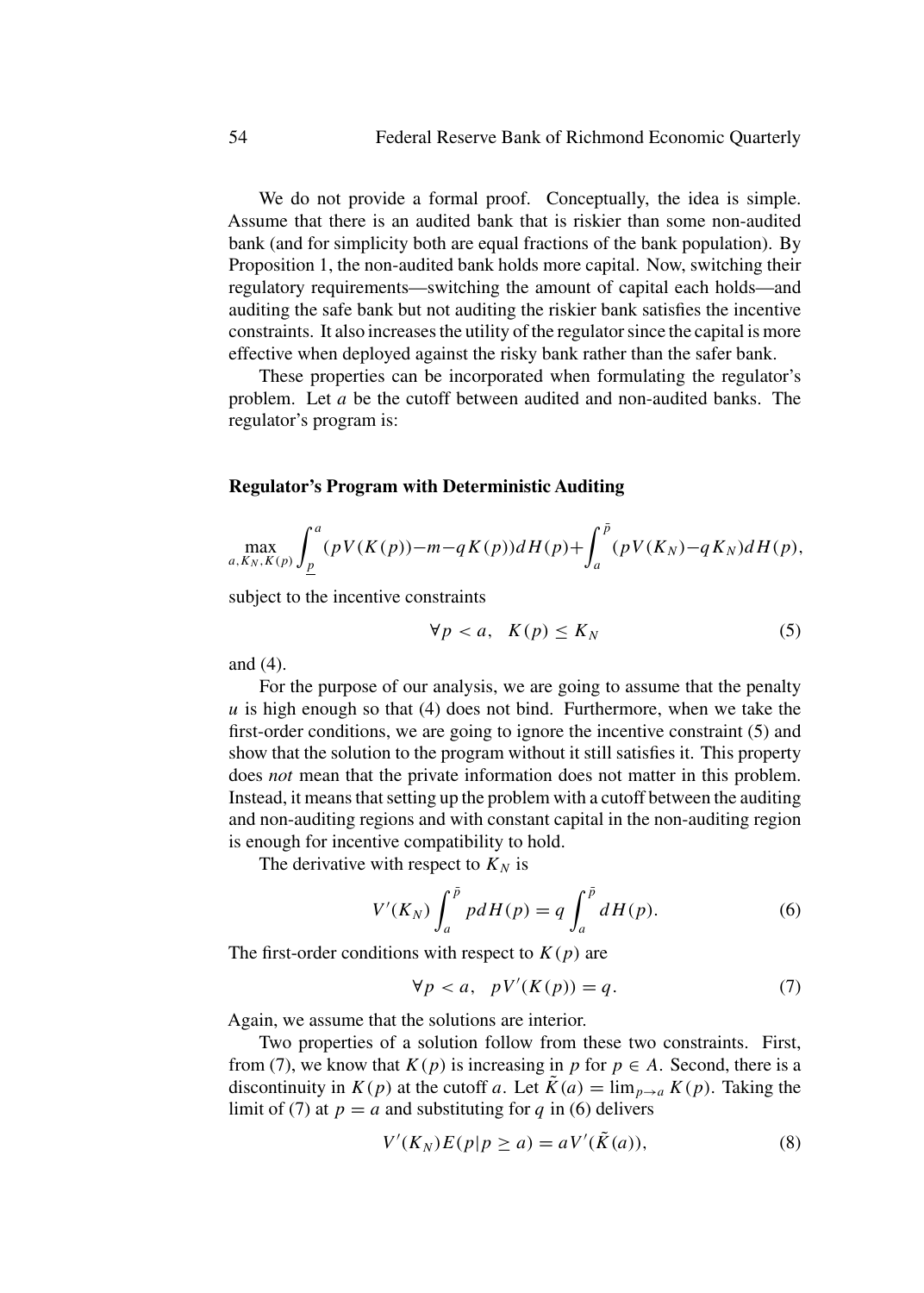We do not provide a formal proof. Conceptually, the idea is simple. Assume that there is an audited bank that is riskier than some non-audited bank (and for simplicity both are equal fractions of the bank population). By Proposition 1, the non-audited bank holds more capital. Now, switching their regulatory requirements—switching the amount of capital each holds—and auditing the safe bank but not auditing the riskier bank satisfies the incentive constraints. It also increases the utility of the regulator since the capital is more effective when deployed against the risky bank rather than the safer bank.

These properties can be incorporated when formulating the regulator's problem. Let $a$ be the cutoff between audited and non-audited banks. The regulator's program is:

**Regulator's Program with Deterministic Auditing**

$$\max_{a, K_N, K(p)} \int_{\underline{p}}^{a} (pV(K(p)) - m - qK(p))dH(p) + \int_{a}^{\bar{p}} (pV(K_N) - qK_N)dH(p),$$

subject to the incentive constraints

$$\forall p < a, \quad K(p) \leq K_N \tag{5}$$

and (4).

For the purpose of our analysis, we are going to assume that the penalty $u$ is high enough so that (4) does not bind. Furthermore, when we take the first-order conditions, we are going to ignore the incentive constraint (5) and show that the solution to the program without it still satisfies it. This property does *not* mean that the private information does not matter in this problem. Instead, it means that setting up the problem with a cutoff between the auditing and non-auditing regions and with constant capital in the non-auditing region is enough for incentive compatibility to hold.

The derivative with respect to $K_N$ is

$$V'(K_N) \int_{a}^{\bar{p}} p dH(p) = q \int_{a}^{\bar{p}} dH(p). \tag{6}$$

The first-order conditions with respect to $K(p)$ are

$$\forall p < a, \quad pV'(K(p)) = q. \tag{7}$$

Again, we assume that the solutions are interior.

Two properties of a solution follow from these two constraints. First, from (7), we know that $K(p)$ is increasing in $p$ for $p \in A$. Second, there is a discontinuity in $K(p)$ at the cutoff $a$. Let $\tilde{K}(a) = \lim_{p \to a} K(p)$. Taking the limit of (7) at $p = a$ and substituting for $q$ in (6) delivers

$$V'(K_N)E(p|p \geq a) = aV'(\tilde{K}(a)), \tag{8}$$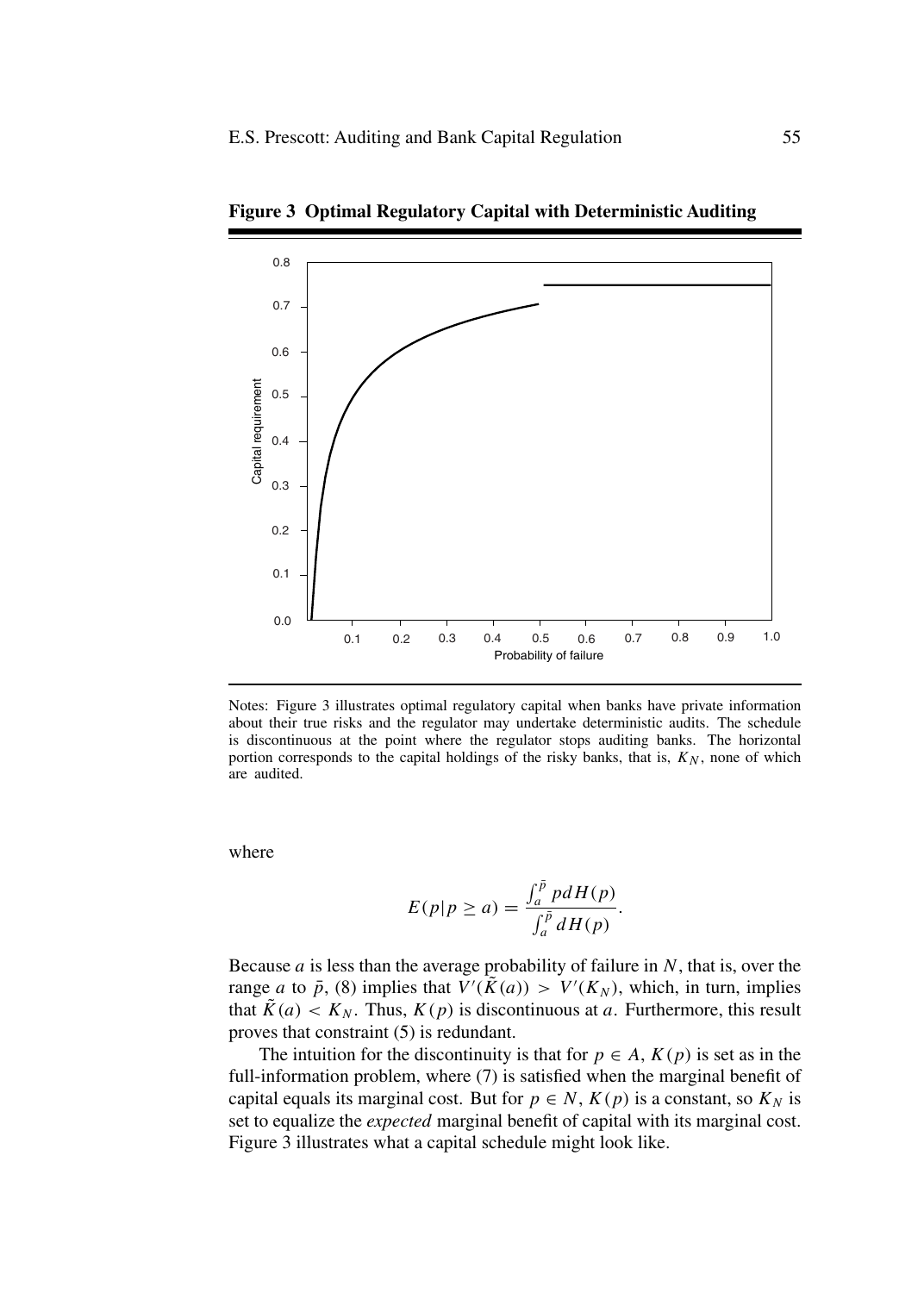**Figure 3 Optimal Regulatory Capital with Deterministic Auditing**

Notes: Figure 3 illustrates optimal regulatory capital when banks have private information about their true risks and the regulator may undertake deterministic audits. The schedule is discontinuous at the point where the regulator stops auditing banks. The horizontal portion corresponds to the capital holdings of the risky banks, that is, $K_N$, none of which are audited.

where

$$E(p|p \geq a) = \frac{\int_a^{\bar{p}} p dH(p)}{\int_a^{\bar{p}} dH(p)}.$$

Because $a$ is less than the average probability of failure in $N$, that is, over the range $a$ to $\bar{p}$, (8) implies that $V'(\tilde{K}(a)) > V'(K_N)$, which, in turn, implies that $\tilde{K}(a) < K_N$. Thus, $K(p)$ is discontinuous at $a$. Furthermore, this result proves that constraint (5) is redundant.

The intuition for the discontinuity is that for $p \in A$, $K(p)$ is set as in the full-information problem, where (7) is satisfied when the marginal benefit of capital equals its marginal cost. But for $p \in N$, $K(p)$ is a constant, so $K_N$ is set to equalize the *expected* marginal benefit of capital with its marginal cost. Figure 3 illustrates what a capital schedule might look like.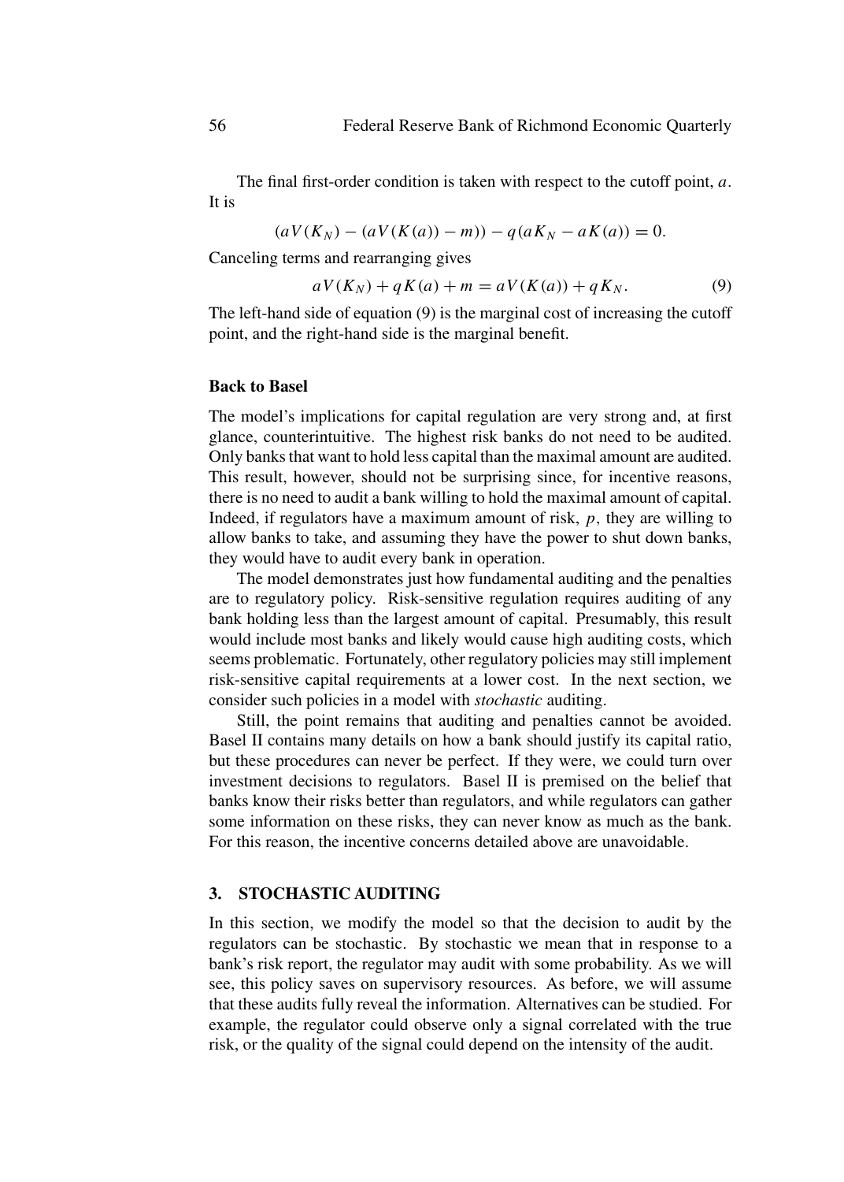The final first-order condition is taken with respect to the cutoff point, $a$. It is

$$(aV(K_N) - (aV(K(a)) - m)) - q(aK_N - aK(a)) = 0.$$

Canceling terms and rearranging gives

$$aV(K_N) + qK(a) + m = aV(K(a)) + qK_N. \tag{9}$$

The left-hand side of equation (9) is the marginal cost of increasing the cutoff point, and the right-hand side is the marginal benefit.

### Back to Basel

The model's implications for capital regulation are very strong and, at first glance, counterintuitive. The highest risk banks do not need to be audited. Only banks that want to hold less capital than the maximal amount are audited. This result, however, should not be surprising since, for incentive reasons, there is no need to audit a bank willing to hold the maximal amount of capital. Indeed, if regulators have a maximum amount of risk, $p$, they are willing to allow banks to take, and assuming they have the power to shut down banks, they would have to audit every bank in operation.

The model demonstrates just how fundamental auditing and the penalties are to regulatory policy. Risk-sensitive regulation requires auditing of any bank holding less than the largest amount of capital. Presumably, this result would include most banks and likely would cause high auditing costs, which seems problematic. Fortunately, other regulatory policies may still implement risk-sensitive capital requirements at a lower cost. In the next section, we consider such policies in a model with *stochastic* auditing.

Still, the point remains that auditing and penalties cannot be avoided. Basel II contains many details on how a bank should justify its capital ratio, but these procedures can never be perfect. If they were, we could turn over investment decisions to regulators. Basel II is premised on the belief that banks know their risks better than regulators, and while regulators can gather some information on these risks, they can never know as much as the bank. For this reason, the incentive concerns detailed above are unavoidable.

## 3. STOCHASTIC AUDITING

In this section, we modify the model so that the decision to audit by the regulators can be stochastic. By stochastic we mean that in response to a bank's risk report, the regulator may audit with some probability. As we will see, this policy saves on supervisory resources. As before, we will assume that these audits fully reveal the information. Alternatives can be studied. For example, the regulator could observe only a signal correlated with the true risk, or the quality of the signal could depend on the intensity of the audit.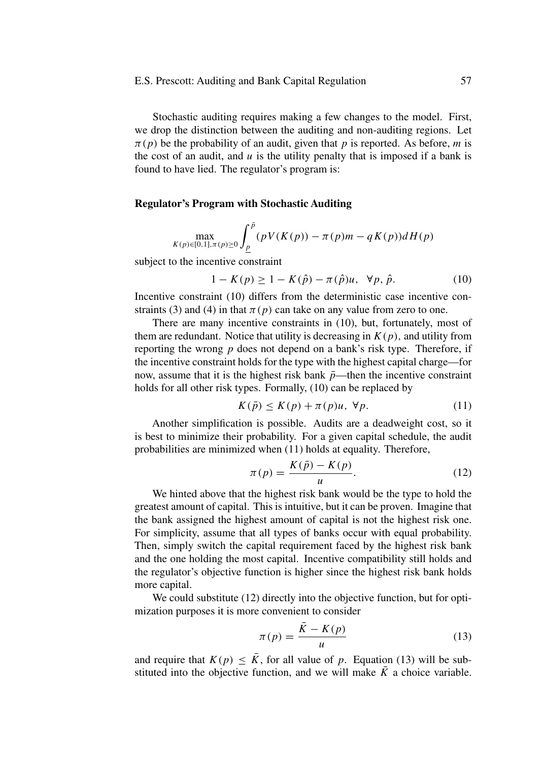Stochastic auditing requires making a few changes to the model. First, we drop the distinction between the auditing and non-auditing regions. Let $\pi(p)$ be the probability of an audit, given that $p$ is reported. As before, $m$ is the cost of an audit, and $u$ is the utility penalty that is imposed if a bank is found to have lied. The regulator's program is:

**Regulator's Program with Stochastic Auditing**

$$\max_{K(p)\in[0,1],\pi(p)\geq 0} \int_{\underline{p}}^{\bar{p}} (pV(K(p)) - \pi(p)m - qK(p))dH(p)$$

subject to the incentive constraint

$$1 - K(p) \geq 1 - K(\hat{p}) - \pi(\hat{p})u, \quad \forall p, \hat{p}. \tag{10}$$

Incentive constraint (10) differs from the deterministic case incentive constraints (3) and (4) in that $\pi(p)$ can take on any value from zero to one.

There are many incentive constraints in (10), but, fortunately, most of them are redundant. Notice that utility is decreasing in $K(p)$, and utility from reporting the wrong $p$ does not depend on a bank's risk type. Therefore, if the incentive constraint holds for the type with the highest capital charge—for now, assume that it is the highest risk bank $\bar{p}$—then the incentive constraint holds for all other risk types. Formally, (10) can be replaced by

$$K(\bar{p}) \leq K(p) + \pi(p)u, \ \forall p. \tag{11}$$

Another simplification is possible. Audits are a deadweight cost, so it is best to minimize their probability. For a given capital schedule, the audit probabilities are minimized when (11) holds at equality. Therefore,

$$\pi(p) = \frac{K(\bar{p}) - K(p)}{u}. \tag{12}$$

We hinted above that the highest risk bank would be the type to hold the greatest amount of capital. This is intuitive, but it can be proven. Imagine that the bank assigned the highest amount of capital is not the highest risk one. For simplicity, assume that all types of banks occur with equal probability. Then, simply switch the capital requirement faced by the highest risk bank and the one holding the most capital. Incentive compatibility still holds and the regulator's objective function is higher since the highest risk bank holds more capital.

We could substitute (12) directly into the objective function, but for optimization purposes it is more convenient to consider

$$\pi(p) = \frac{\bar{K} - K(p)}{u} \tag{13}$$

and require that $K(p) \leq \bar{K}$, for all value of $p$. Equation (13) will be substituted into the objective function, and we will make $\bar{K}$ a choice variable.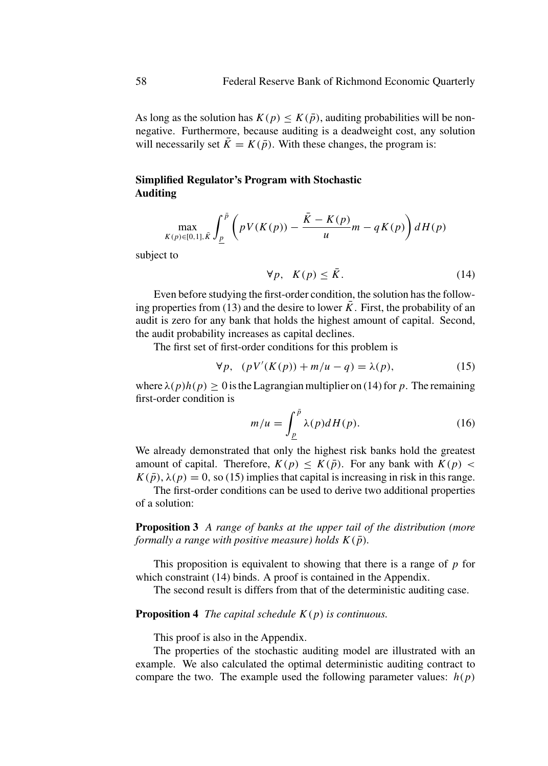As long as the solution has $K(p) \leq K(\bar{p})$, auditing probabilities will be nonnegative. Furthermore, because auditing is a deadweight cost, any solution will necessarily set $\bar{K} = K(\bar{p})$. With these changes, the program is:

### Simplified Regulator's Program with Stochastic Auditing

$$\max_{K(p)\in[0,1],\bar{K}} \int_{\underline{p}}^{\bar{p}} \left( pV(K(p)) - \frac{\bar{K} - K(p)}{u} m - qK(p) \right) dH(p)$$

subject to

$$\forall p, \quad K(p) \leq \bar{K}. \tag{14}$$

Even before studying the first-order condition, the solution has the following properties from (13) and the desire to lower $\bar{K}$. First, the probability of an audit is zero for any bank that holds the highest amount of capital. Second, the audit probability increases as capital declines.

The first set of first-order conditions for this problem is

$$\forall p, \quad (pV'(K(p)) + m/u - q) = \lambda(p), \tag{15}$$

where $\lambda(p)h(p) \geq 0$ is the Lagrangian multiplier on (14) for $p$. The remaining first-order condition is

$$m/u = \int_{\underline{p}}^{\bar{p}} \lambda(p) dH(p). \tag{16}$$

We already demonstrated that only the highest risk banks hold the greatest amount of capital. Therefore, $K(p) \leq K(\bar{p})$. For any bank with $K(p) < K(\bar{p})$, $\lambda(p) = 0$, so (15) implies that capital is increasing in risk in this range.

The first-order conditions can be used to derive two additional properties of a solution:

**Proposition 3** *A range of banks at the upper tail of the distribution (more formally a range with positive measure) holds* $K(\bar{p})$.

This proposition is equivalent to showing that there is a range of $p$ for which constraint (14) binds. A proof is contained in the Appendix.

The second result is differs from that of the deterministic auditing case.

**Proposition 4** *The capital schedule* $K(p)$ *is continuous.*

This proof is also in the Appendix.

The properties of the stochastic auditing model are illustrated with an example. We also calculated the optimal deterministic auditing contract to compare the two. The example used the following parameter values: $h(p)$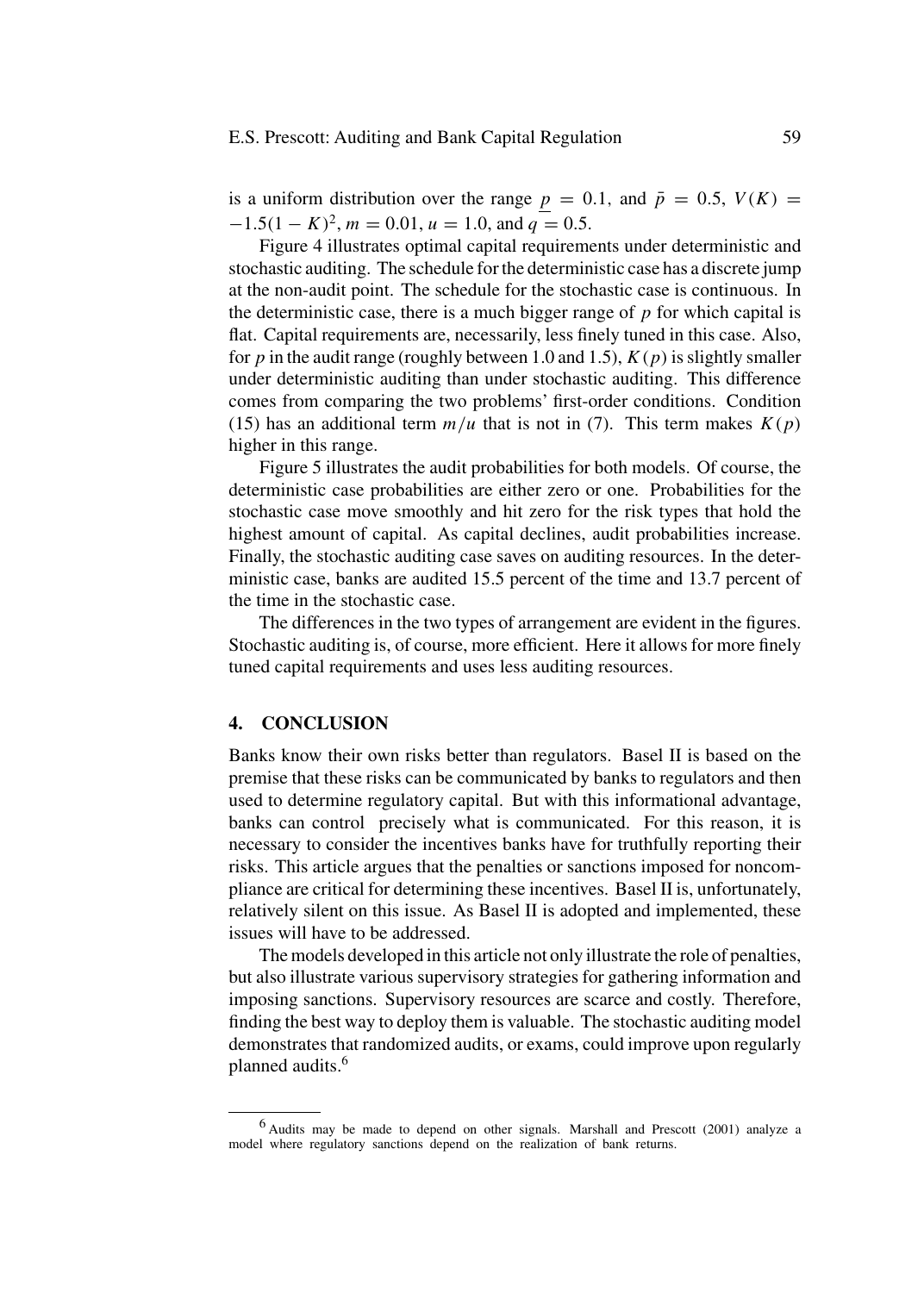is a uniform distribution over the range $\underline{p} = 0.1$, and $\bar{p} = 0.5$, $V(K) = -1.5(1-K)^2$, $m = 0.01$, $u = 1.0$, and $q = 0.5$.

Figure 4 illustrates optimal capital requirements under deterministic and stochastic auditing. The schedule for the deterministic case has a discrete jump at the non-audit point. The schedule for the stochastic case is continuous. In the deterministic case, there is a much bigger range of $p$ for which capital is flat. Capital requirements are, necessarily, less finely tuned in this case. Also, for $p$ in the audit range (roughly between 1.0 and 1.5), $K(p)$ is slightly smaller under deterministic auditing than under stochastic auditing. This difference comes from comparing the two problems' first-order conditions. Condition (15) has an additional term $m/u$ that is not in (7). This term makes $K(p)$ higher in this range.

Figure 5 illustrates the audit probabilities for both models. Of course, the deterministic case probabilities are either zero or one. Probabilities for the stochastic case move smoothly and hit zero for the risk types that hold the highest amount of capital. As capital declines, audit probabilities increase. Finally, the stochastic auditing case saves on auditing resources. In the deterministic case, banks are audited 15.5 percent of the time and 13.7 percent of the time in the stochastic case.

The differences in the two types of arrangement are evident in the figures. Stochastic auditing is, of course, more efficient. Here it allows for more finely tuned capital requirements and uses less auditing resources.

## 4. CONCLUSION

Banks know their own risks better than regulators. Basel II is based on the premise that these risks can be communicated by banks to regulators and then used to determine regulatory capital. But with this informational advantage, banks can control precisely what is communicated. For this reason, it is necessary to consider the incentives banks have for truthfully reporting their risks. This article argues that the penalties or sanctions imposed for noncompliance are critical for determining these incentives. Basel II is, unfortunately, relatively silent on this issue. As Basel II is adopted and implemented, these issues will have to be addressed.

The models developed in this article not only illustrate the role of penalties, but also illustrate various supervisory strategies for gathering information and imposing sanctions. Supervisory resources are scarce and costly. Therefore, finding the best way to deploy them is valuable. The stochastic auditing model demonstrates that randomized audits, or exams, could improve upon regularly planned audits.[6]

[6] Audits may be made to depend on other signals. Marshall and Prescott (2001) analyze a model where regulatory sanctions depend on the realization of bank returns.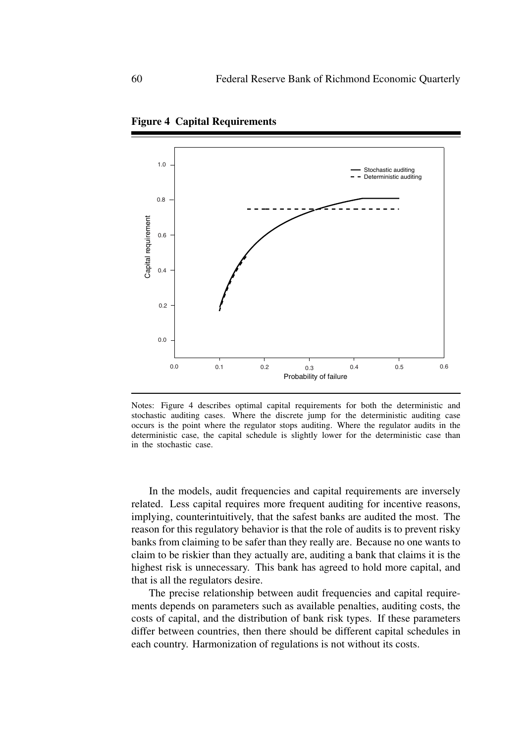**Figure 4 Capital Requirements**

Notes: Figure 4 describes optimal capital requirements for both the deterministic and stochastic auditing cases. Where the discrete jump for the deterministic auditing case occurs is the point where the regulator stops auditing. Where the regulator audits in the deterministic case, the capital schedule is slightly lower for the deterministic case than in the stochastic case.

In the models, audit frequencies and capital requirements are inversely related. Less capital requires more frequent auditing for incentive reasons, implying, counterintuitively, that the safest banks are audited the most. The reason for this regulatory behavior is that the role of audits is to prevent risky banks from claiming to be safer than they really are. Because no one wants to claim to be riskier than they actually are, auditing a bank that claims it is the highest risk is unnecessary. This bank has agreed to hold more capital, and that is all the regulators desire.

The precise relationship between audit frequencies and capital requirements depends on parameters such as available penalties, auditing costs, the costs of capital, and the distribution of bank risk types. If these parameters differ between countries, then there should be different capital schedules in each country. Harmonization of regulations is not without its costs.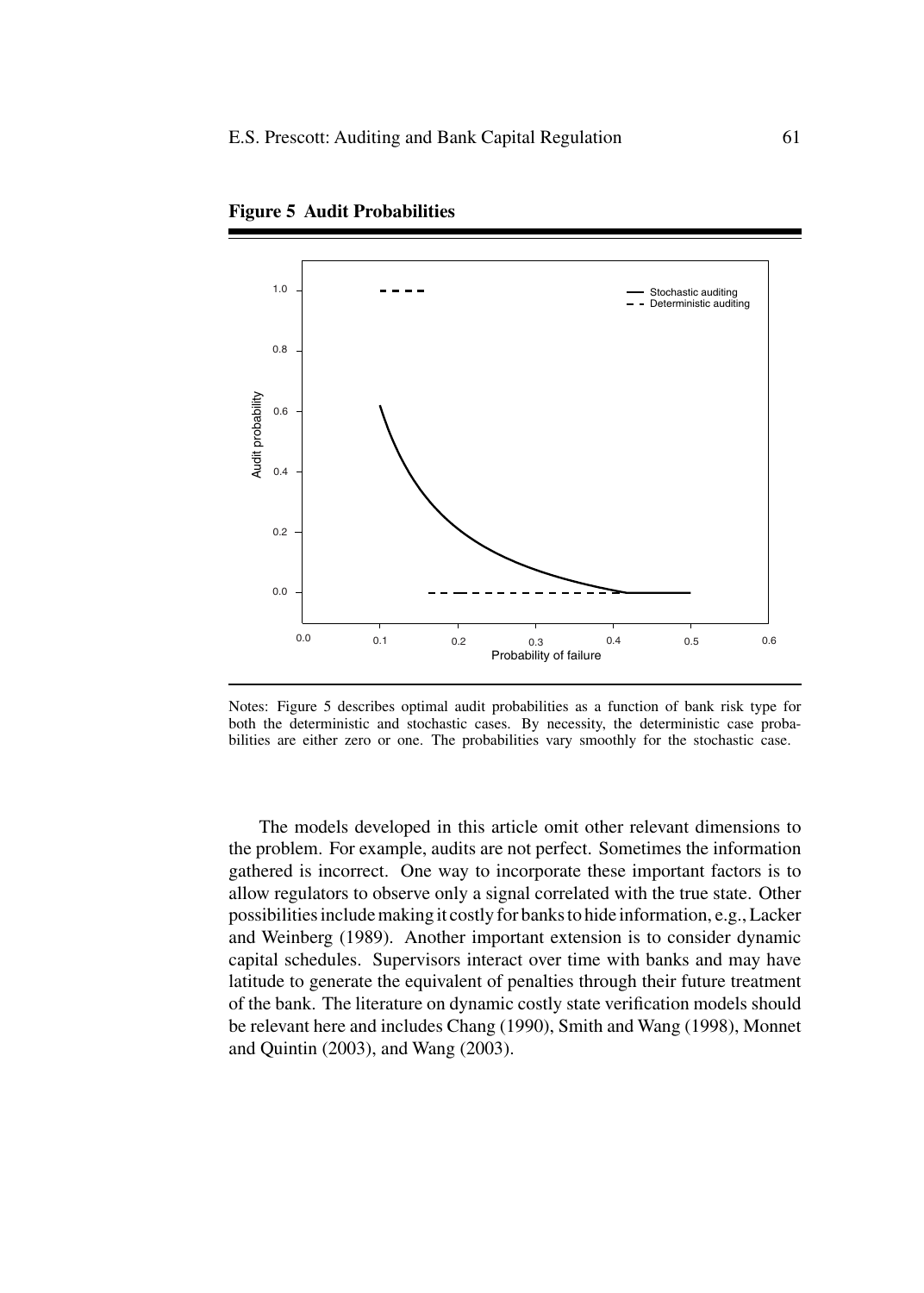**Figure 5 Audit Probabilities**

Notes: Figure 5 describes optimal audit probabilities as a function of bank risk type for both the deterministic and stochastic cases. By necessity, the deterministic case probabilities are either zero or one. The probabilities vary smoothly for the stochastic case.

The models developed in this article omit other relevant dimensions to the problem. For example, audits are not perfect. Sometimes the information gathered is incorrect. One way to incorporate these important factors is to allow regulators to observe only a signal correlated with the true state. Other possibilities include making it costly for banks to hide information, e.g., Lacker and Weinberg (1989). Another important extension is to consider dynamic capital schedules. Supervisors interact over time with banks and may have latitude to generate the equivalent of penalties through their future treatment of the bank. The literature on dynamic costly state verification models should be relevant here and includes Chang (1990), Smith and Wang (1998), Monnet and Quintin (2003), and Wang (2003).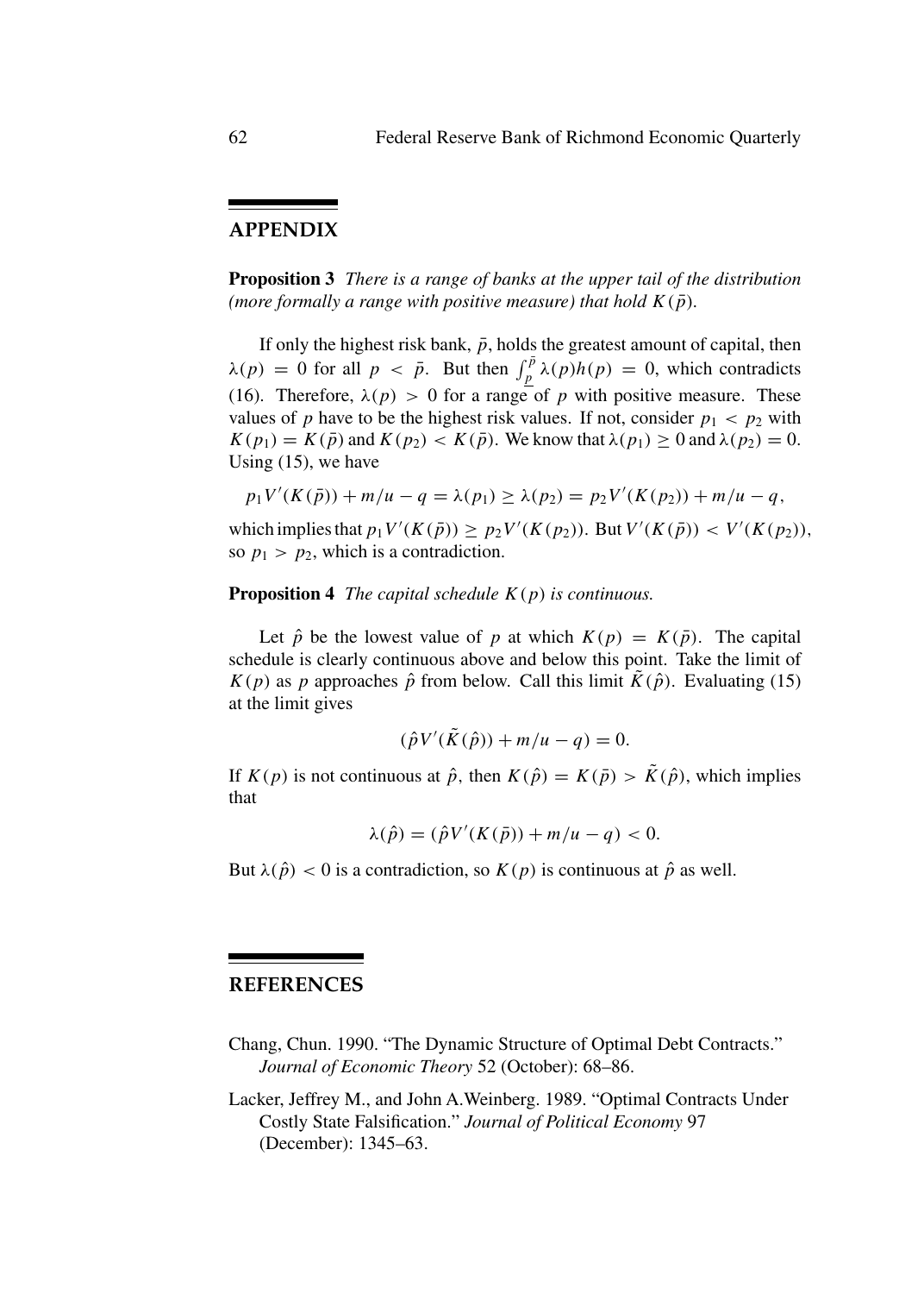## APPENDIX

**Proposition 3** *There is a range of banks at the upper tail of the distribution (more formally a range with positive measure) that hold $K(\bar{p})$.*

If only the highest risk bank, $\bar{p}$, holds the greatest amount of capital, then $\lambda(p) = 0$ for all $p < \bar{p}$. But then $\int_{\underline{p}}^{\bar{p}} \lambda(p)h(p) = 0$, which contradicts (16). Therefore, $\lambda(p) > 0$ for a range of $p$ with positive measure. These values of $p$ have to be the highest risk values. If not, consider $p_1 < p_2$ with $K(p_1) = K(\bar{p})$ and $K(p_2) < K(\bar{p})$. We know that $\lambda(p_1) \geq 0$ and $\lambda(p_2) = 0$. Using (15), we have

$$p_1 V'(K(\bar{p})) + m/u - q = \lambda(p_1) \geq \lambda(p_2) = p_2 V'(K(p_2)) + m/u - q,$$

which implies that $p_1 V'(K(\bar{p})) \geq p_2 V'(K(p_2))$. But $V'(K(\bar{p})) < V'(K(p_2))$, so $p_1 > p_2$, which is a contradiction.

**Proposition 4** *The capital schedule $K(p)$ is continuous.*

Let $\hat{p}$ be the lowest value of $p$ at which $K(p) = K(\bar{p})$. The capital schedule is clearly continuous above and below this point. Take the limit of $K(p)$ as $p$ approaches $\hat{p}$ from below. Call this limit $\tilde{K}(\hat{p})$. Evaluating (15) at the limit gives

$$(\hat{p}V'(\tilde{K}(\hat{p})) + m/u - q) = 0.$$

If $K(p)$ is not continuous at $\hat{p}$, then $K(\hat{p}) = K(\bar{p}) > \tilde{K}(\hat{p})$, which implies that

$$\lambda(\hat{p}) = (\hat{p}V'(K(\bar{p})) + m/u - q) < 0.$$

But $\lambda(\hat{p}) < 0$ is a contradiction, so $K(p)$ is continuous at $\hat{p}$ as well.

## REFERENCES

Chang, Chun. 1990. "The Dynamic Structure of Optimal Debt Contracts." *Journal of Economic Theory* 52 (October): 68–86.

Lacker, Jeffrey M., and John A.Weinberg. 1989. "Optimal Contracts Under Costly State Falsification." *Journal of Political Economy* 97 (December): 1345–63.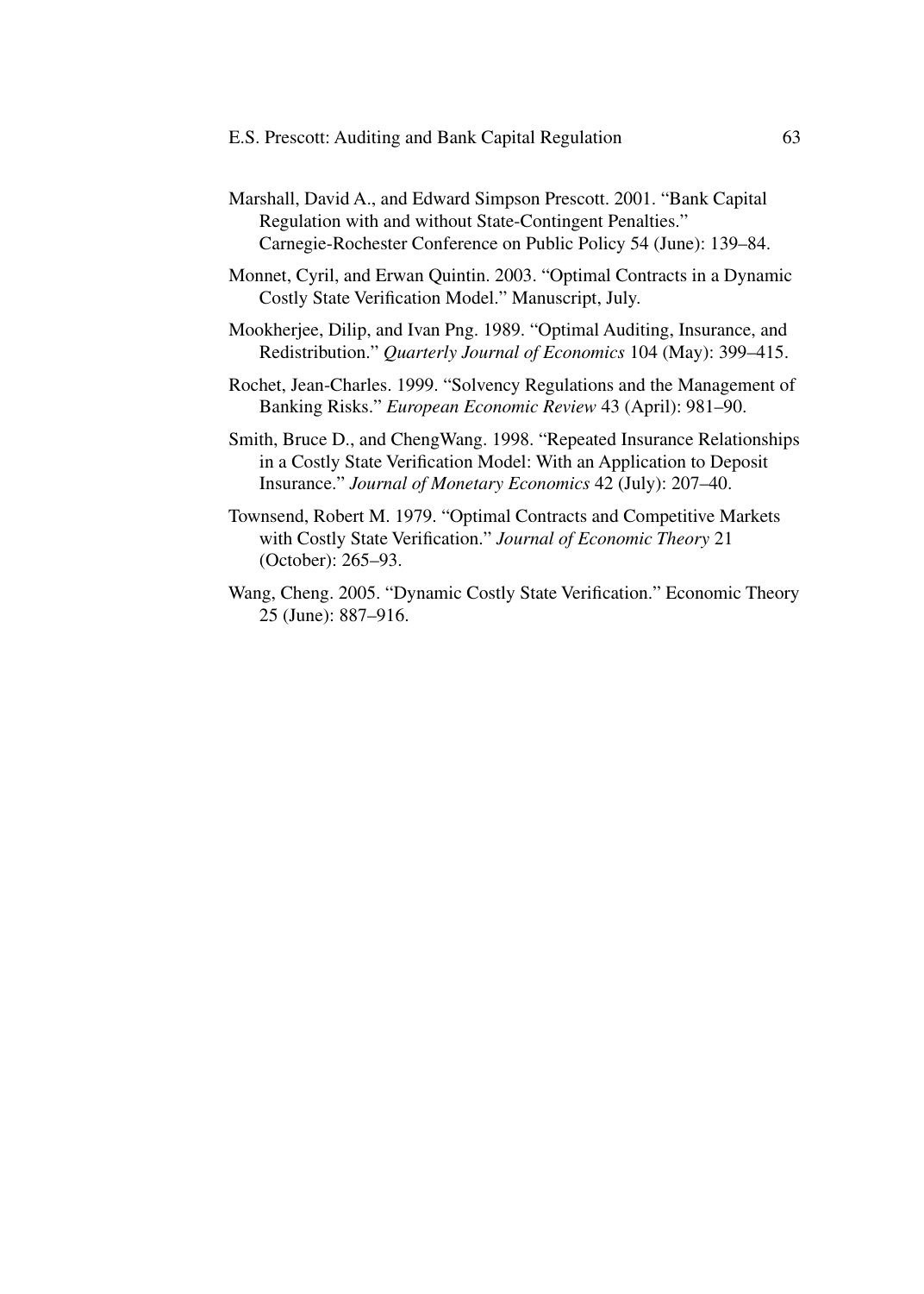Marshall, David A., and Edward Simpson Prescott. 2001. "Bank Capital Regulation with and without State-Contingent Penalties." Carnegie-Rochester Conference on Public Policy 54 (June): 139–84.

Monnet, Cyril, and Erwan Quintin. 2003. "Optimal Contracts in a Dynamic Costly State Verification Model." Manuscript, July.

Mookherjee, Dilip, and Ivan Png. 1989. "Optimal Auditing, Insurance, and Redistribution." *Quarterly Journal of Economics* 104 (May): 399–415.

Rochet, Jean-Charles. 1999. "Solvency Regulations and the Management of Banking Risks." *European Economic Review* 43 (April): 981–90.

Smith, Bruce D., and ChengWang. 1998. "Repeated Insurance Relationships in a Costly State Verification Model: With an Application to Deposit Insurance." *Journal of Monetary Economics* 42 (July): 207–40.

Townsend, Robert M. 1979. "Optimal Contracts and Competitive Markets with Costly State Verification." *Journal of Economic Theory* 21 (October): 265–93.

Wang, Cheng. 2005. "Dynamic Costly State Verification." Economic Theory 25 (June): 887–916.